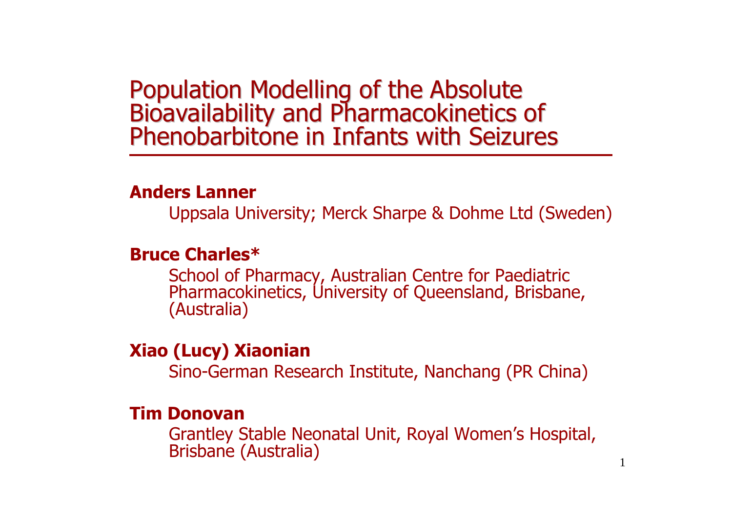# Population Modelling of the Absolute Bioavailability and Pharmacokinetics of Phenobarbitone in Infants with Seizures

**Anders Lanner**

Uppsala University; Merck Sharpe & Dohme Ltd (Sweden)

**Bruce Charles***

School of Pharmacy, Australian Centre for Paediatric Pharmacokinetics, University of Queensland, Brisbane, (Australia)

**Xiao (Lucy) Xiaonian**

Sino-German Research Institute, Nanchang (PR China)

**Tim Donovan**

Grantley Stable Neonatal Unit, Royal Women's Hospital, Brisbane (Australia)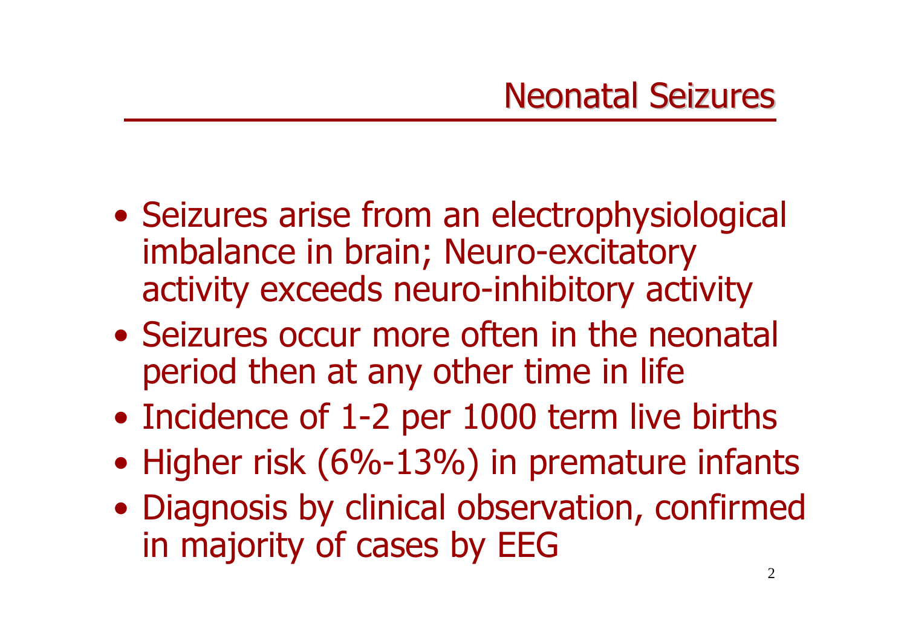# Neonatal Seizures

- Seizures arise from an electrophysiological imbalance in brain; Neuro-excitatory activity exceeds neuro-inhibitory activity
- Seizures occur more often in the neonatal period then at any other time in life
- Incidence of 1-2 per 1000 term live births
- Higher risk (6%-13%) in premature infants
- Diagnosis by clinical observation, confirmed in majority of cases by EEG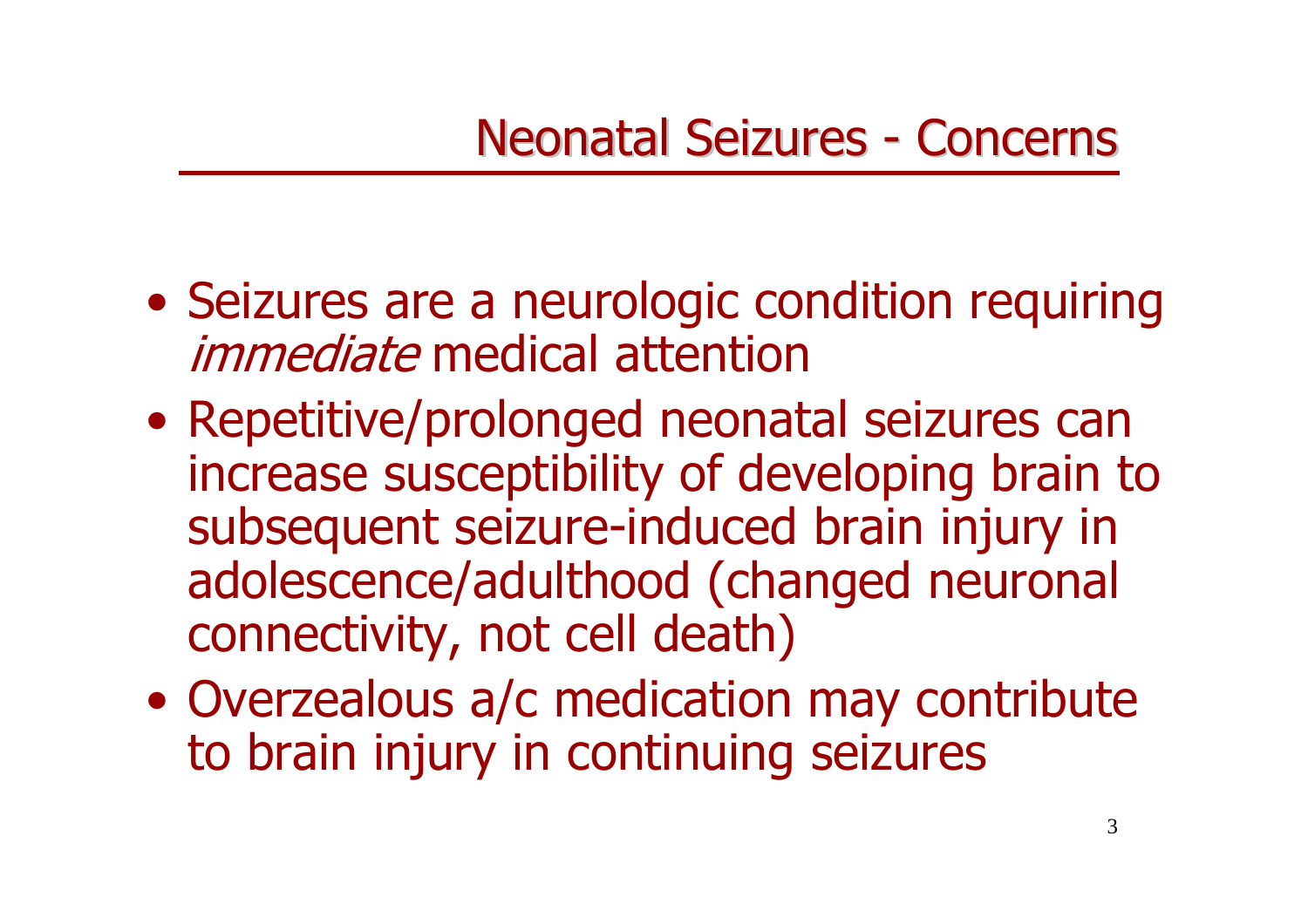# Neonatal Seizures - Concerns

- Seizures are a neurologic condition requiring *immediate* medical attention
- Repetitive/prolonged neonatal seizures can increase susceptibility of developing brain to subsequent seizure-induced brain injury in adolescence/adulthood (changed neuronal connectivity, not cell death)
- Overzealous a/c medication may contribute to brain injury in continuing seizures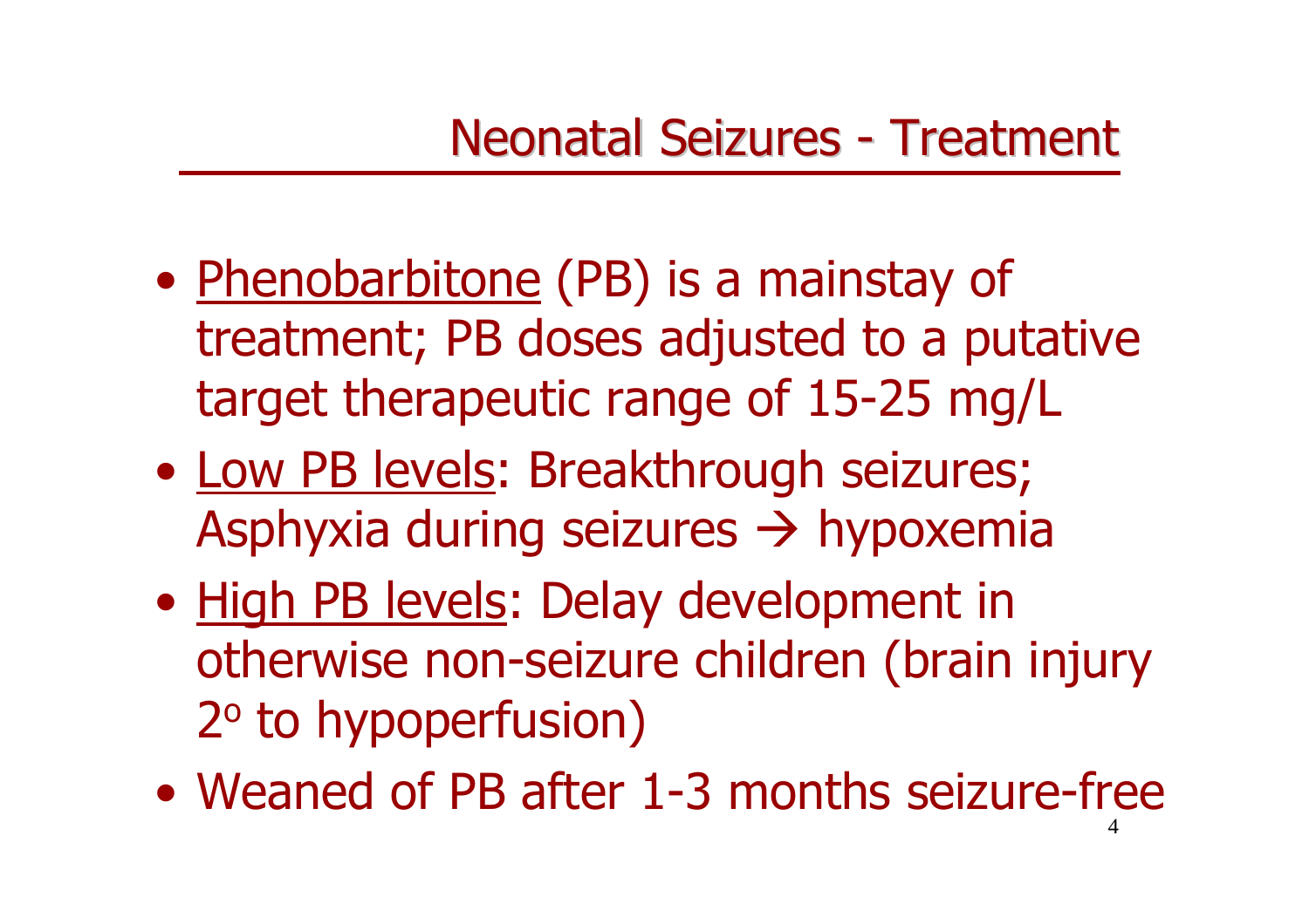# Neonatal Seizures - Treatment

- <u>Phenobarbitone</u> (PB) is a mainstay of treatment; PB doses adjusted to a putative target therapeutic range of 15-25 mg/L
- <u>Low PB levels</u>: Breakthrough seizures; Asphyxia during seizures → hypoxemia
- <u>High PB levels</u>: Delay development in otherwise non-seizure children (brain injury $2^o$ to hypoperfusion)
- Weaned of PB after 1-3 months seizure-free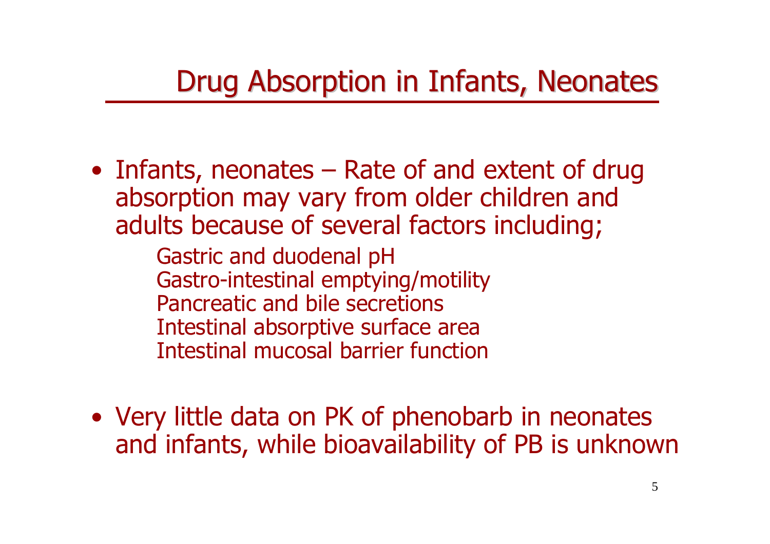# Drug Absorption in Infants, Neonates

- Infants, neonates – Rate of and extent of drug absorption may vary from older children and adults because of several factors including;
  - Gastric and duodenal pH
  - Gastro-intestinal emptying/motility
  - Pancreatic and bile secretions
  - Intestinal absorptive surface area
  - Intestinal mucosal barrier function

- Very little data on PK of phenobarb in neonates and infants, while bioavailability of PB is unknown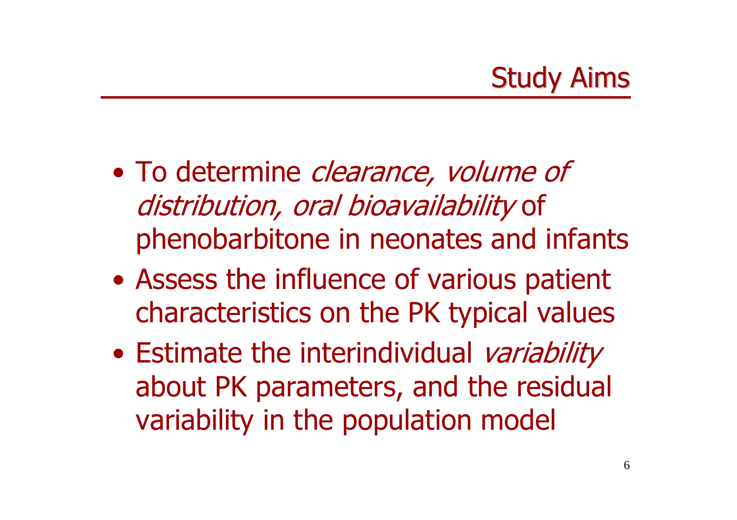# Study Aims

- To determine *clearance, volume of distribution, oral bioavailability* of phenobarbitone in neonates and infants
- Assess the influence of various patient characteristics on the PK typical values
- Estimate the interindividual *variability* about PK parameters, and the residual variability in the population model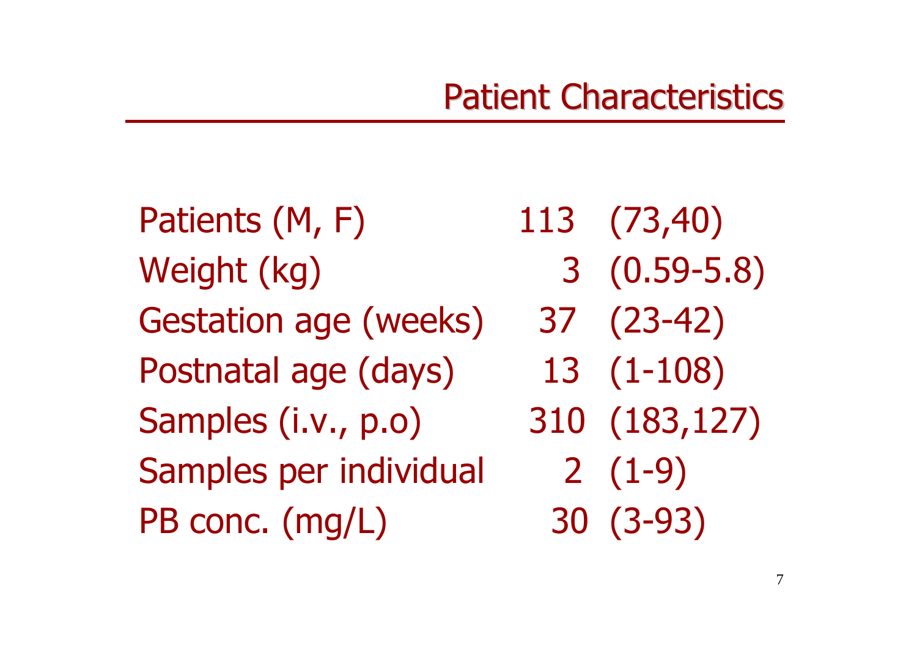# Patient Characteristics

| | | |
|---|---|---|
| Patients (M, F) | 113 | (73,40) |
| Weight (kg) | 3 | (0.59-5.8) |
| Gestation age (weeks) | 37 | (23-42) |
| Postnatal age (days) | 13 | (1-108) |
| Samples (i.v., p.o) | 310 | (183,127) |
| Samples per individual | 2 | (1-9) |
| PB conc. (mg/L) | 30 | (3-93) |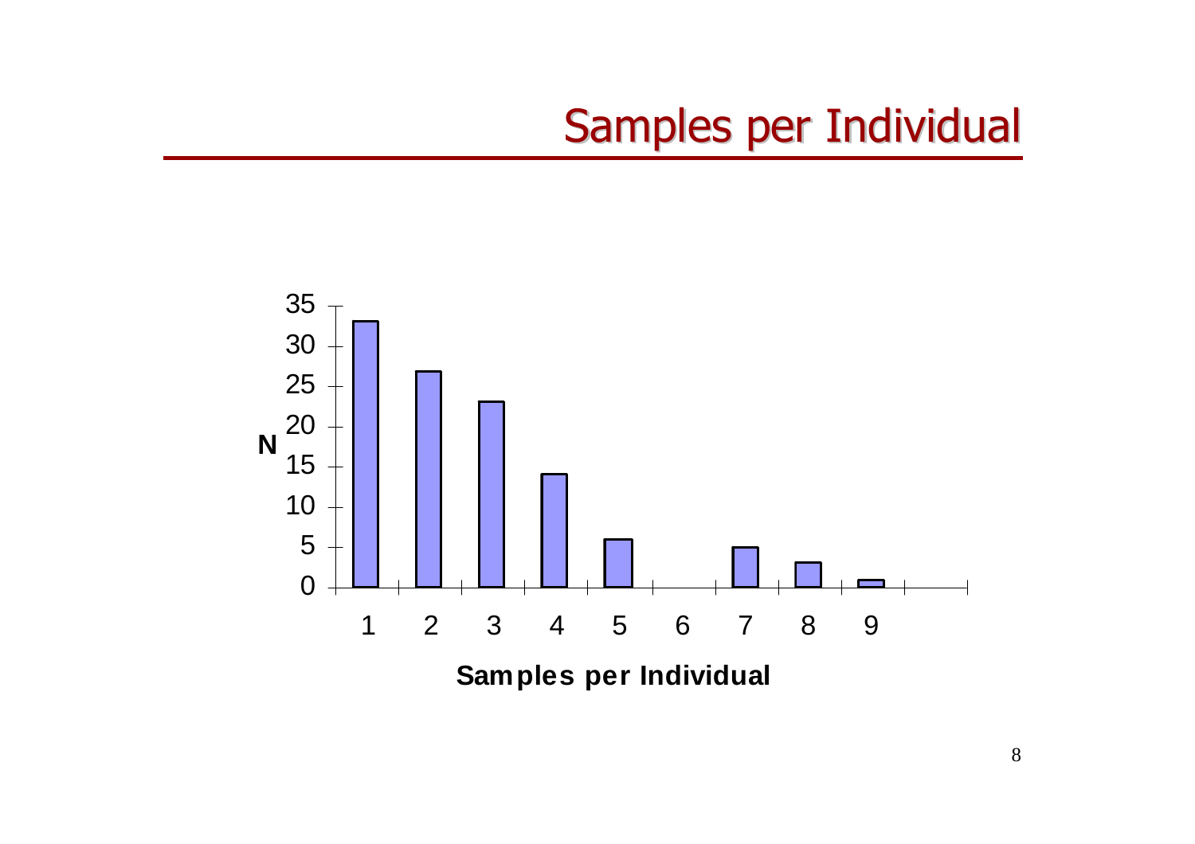# Samples per Individual

| Samples per Individual | N |
|---|---|
| 1 | 33 |
| 2 | 27 |
| 3 | 23 |
| 4 | 14 |
| 5 | 6 |
| 6 | 0 |
| 7 | 5 |
| 8 | 3 |
| 9 | 1 |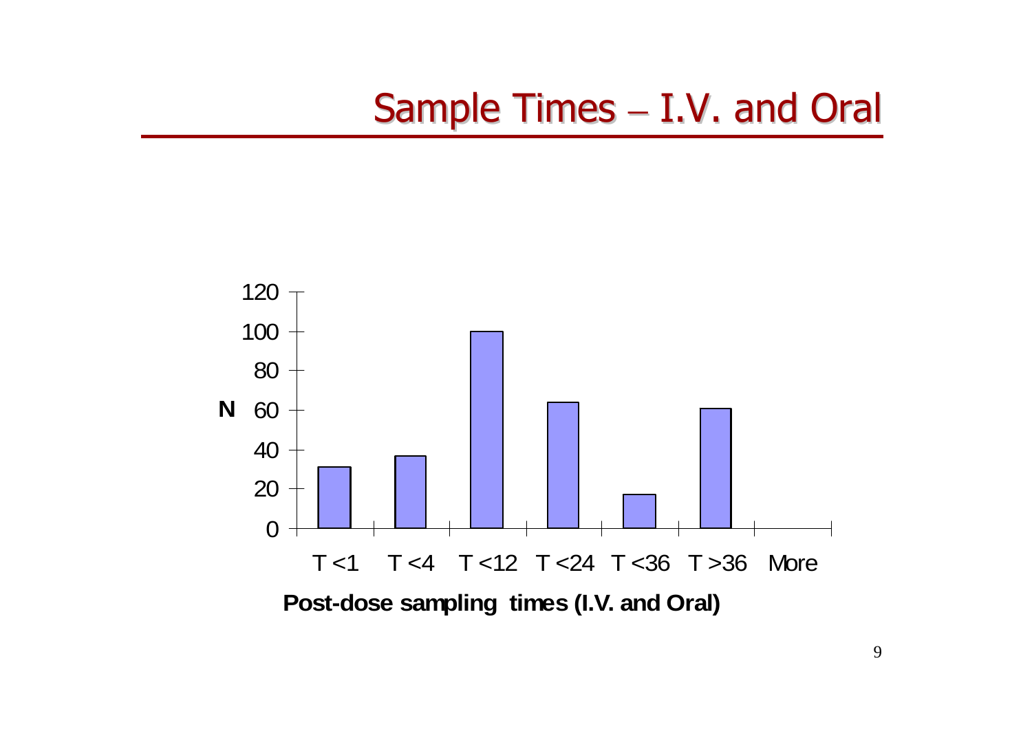# Sample Times – I.V. and Oral

| Post-dose sampling times (I.V. and Oral) | N |
|---|---|
| T <1 | 31 |
| T <4 | 37 |
| T <12 | 100 |
| T <24 | 64 |
| T <36 | 17 |
| T >36 | 61 |
| More | 0 |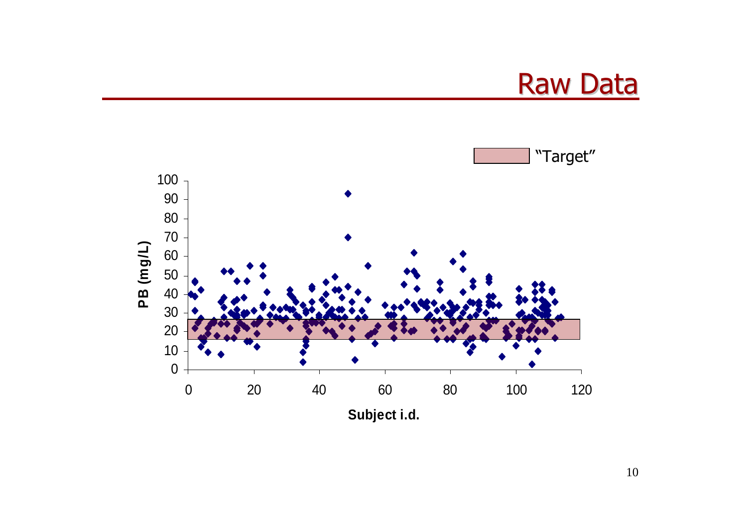# Raw Data

"Target"

PB (mg/L)

Subject i.d.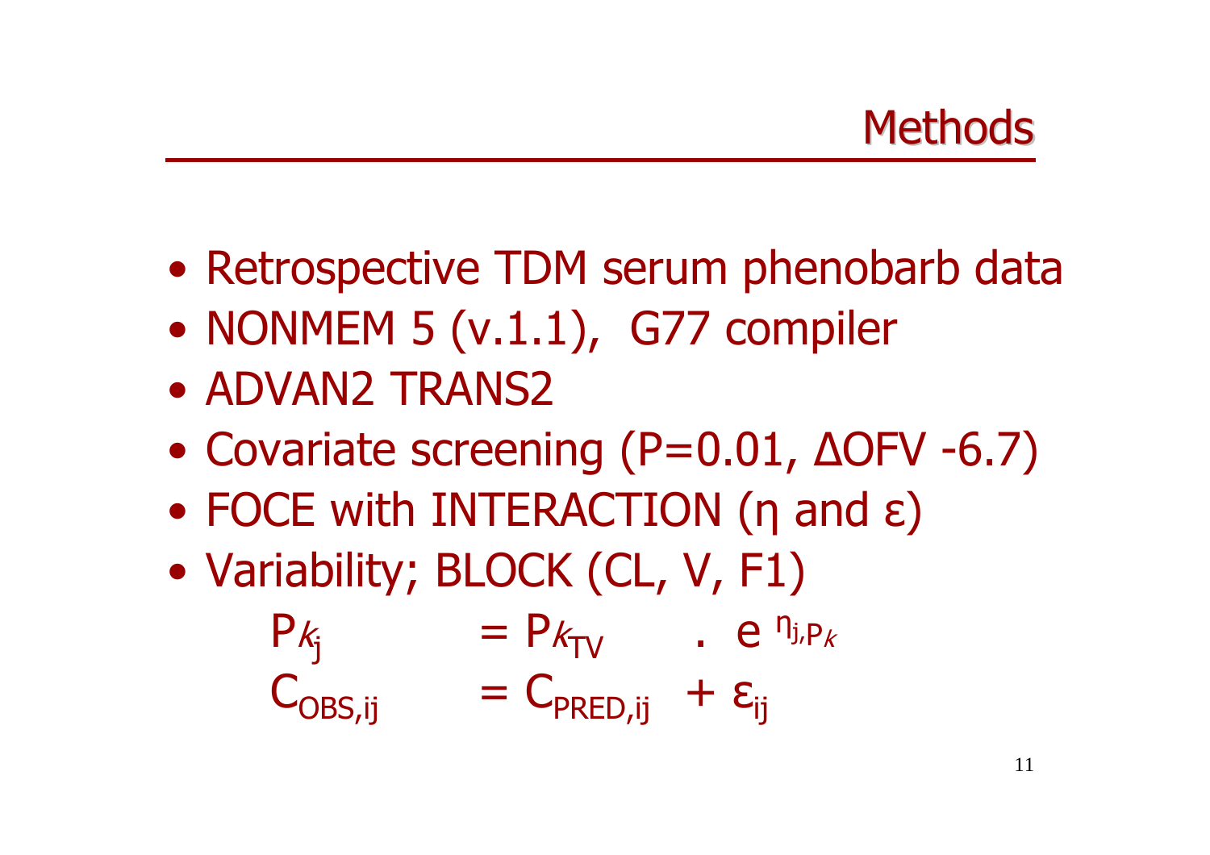# Methods

- Retrospective TDM serum phenobarb data
- NONMEM 5 (v.1.1), G77 compiler
- ADVAN2 TRANS2
- Covariate screening (P=0.01, ΔOFV -6.7)
- FOCE with INTERACTION (η and ε)
- Variability; BLOCK (CL, V, F1)

$$P_{k_j} = P_{k_{TV}} \cdot e^{\eta_{j,P_k}}$$

$$C_{OBS,ij} = C_{PRED,ij} + \varepsilon_{ij}$$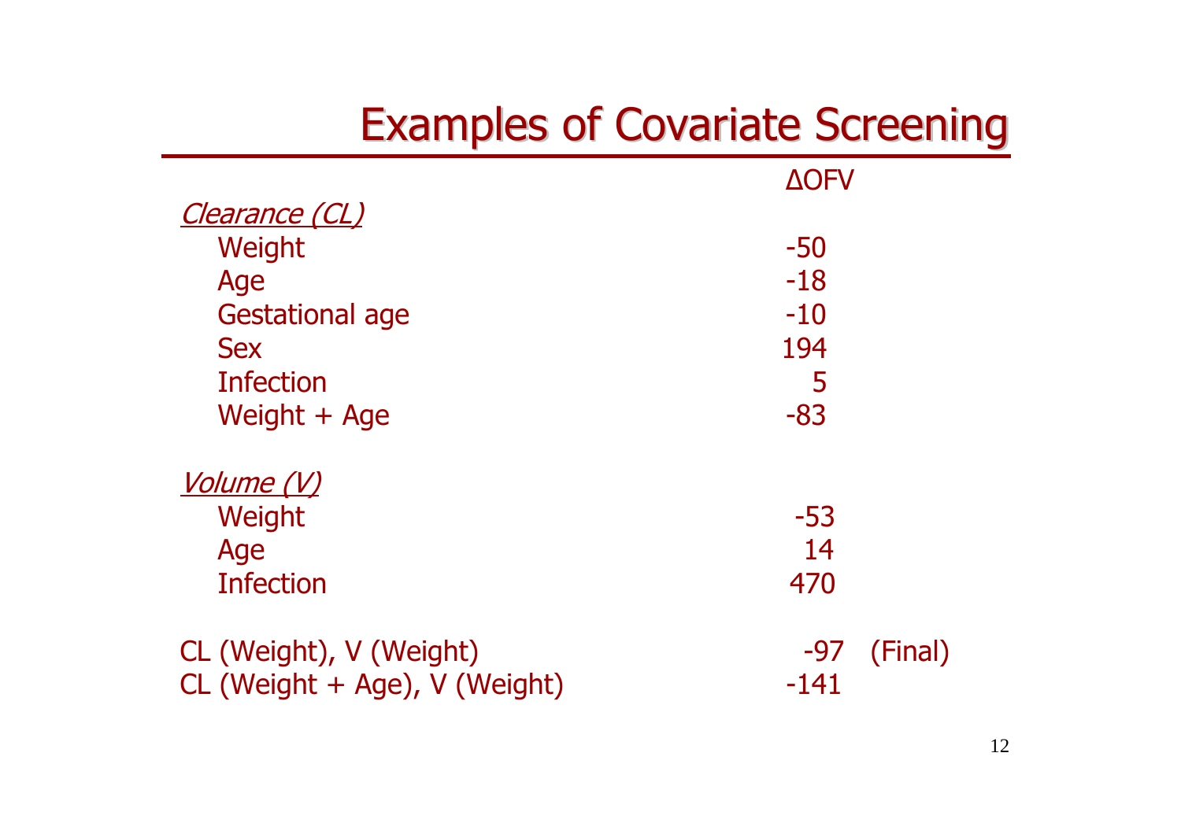# Examples of Covariate Screening

| | ΔOFV | |
|---|---|---|
| *Clearance (CL)* | | |
| Weight | -50 | |
| Age | -18 | |
| Gestational age | -10 | |
| Sex | 194 | |
| Infection | 5 | |
| Weight + Age | -83 | |
| *Volume (V)* | | |
| Weight | -53 | |
| Age | 14 | |
| Infection | 470 | |
| CL (Weight), V (Weight) | -97 | (Final) |
| CL (Weight + Age), V (Weight) | -141 | |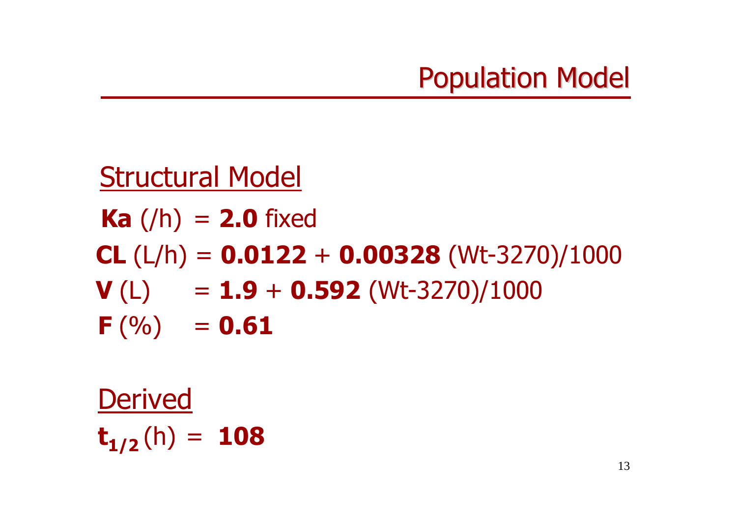# Population Model

## Structural Model

**Ka** (/h) = **2.0** fixed

**CL** (L/h) = **0.0122** + **0.00328** (Wt-3270)/1000

**V** (L) = **1.9** + **0.592** (Wt-3270)/1000

**F** (%) = **0.61**

## Derived

$\mathbf{t_{1/2}}$ (h) = **108**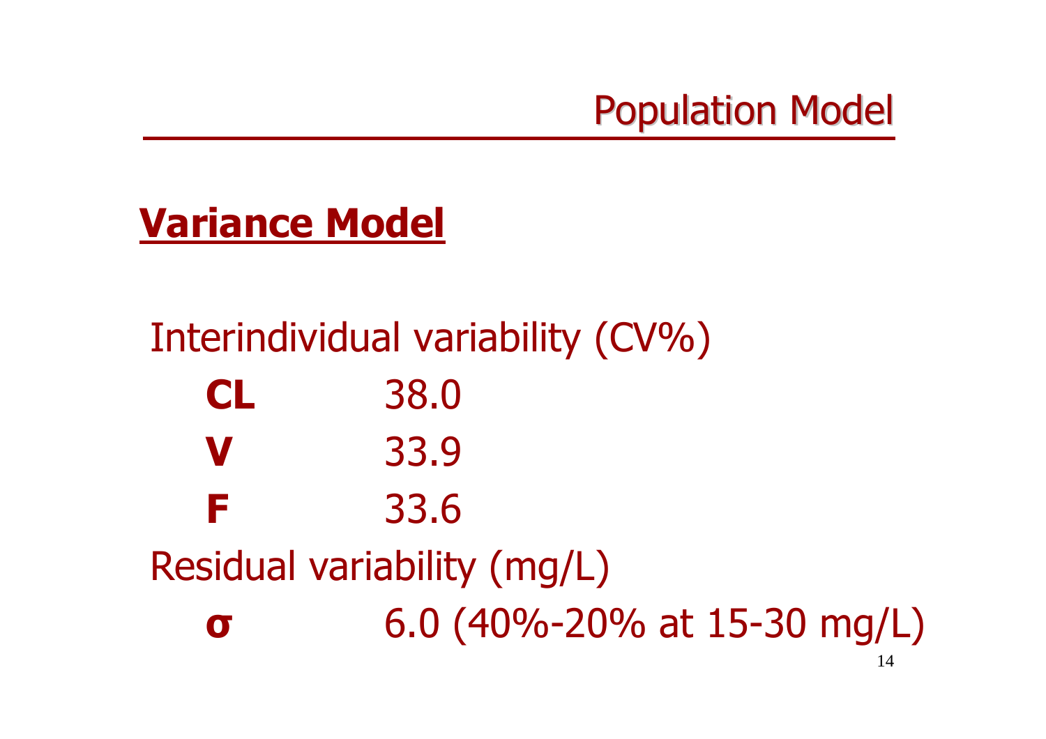# Population Model

## Variance Model

Interindividual variability (CV%)

| | |
|---|---|
| **CL** | 38.0 |
| **V** | 33.9 |
| **F** | 33.6 |

Residual variability (mg/L)

| | |
|---|---|
| **σ** | 6.0 (40%-20% at 15-30 mg/L) |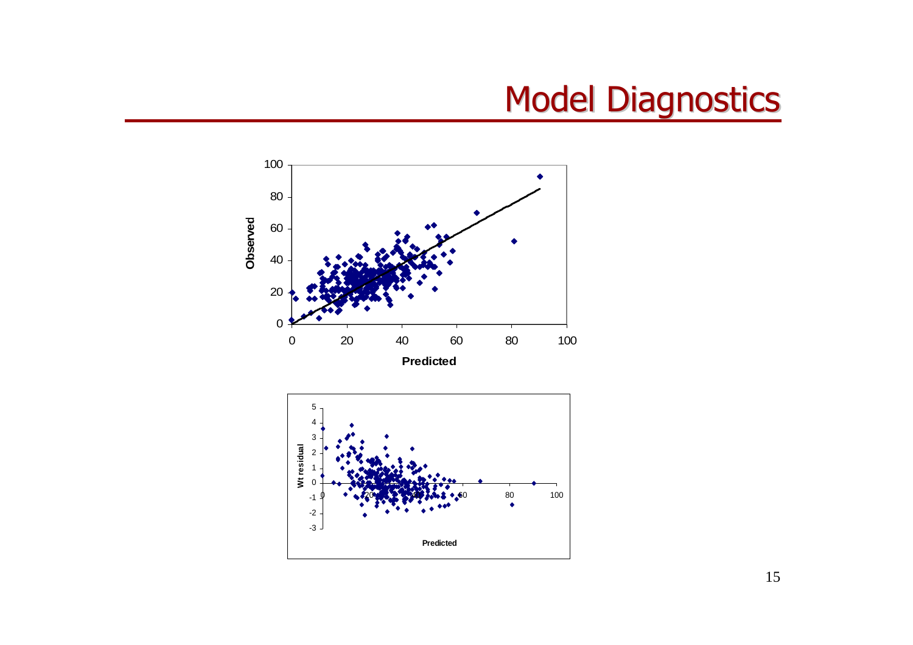# Model Diagnostics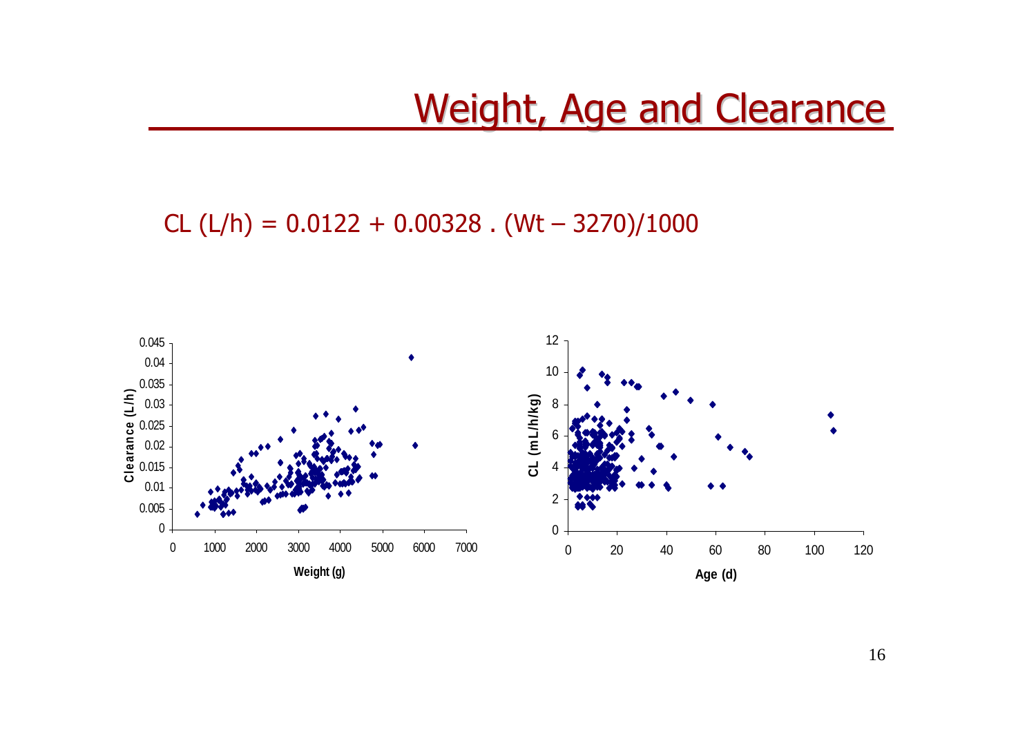# Weight, Age and Clearance

$$CL\ (L/h) = 0.0122 + 0.00328 \cdot (Wt - 3270)/1000$$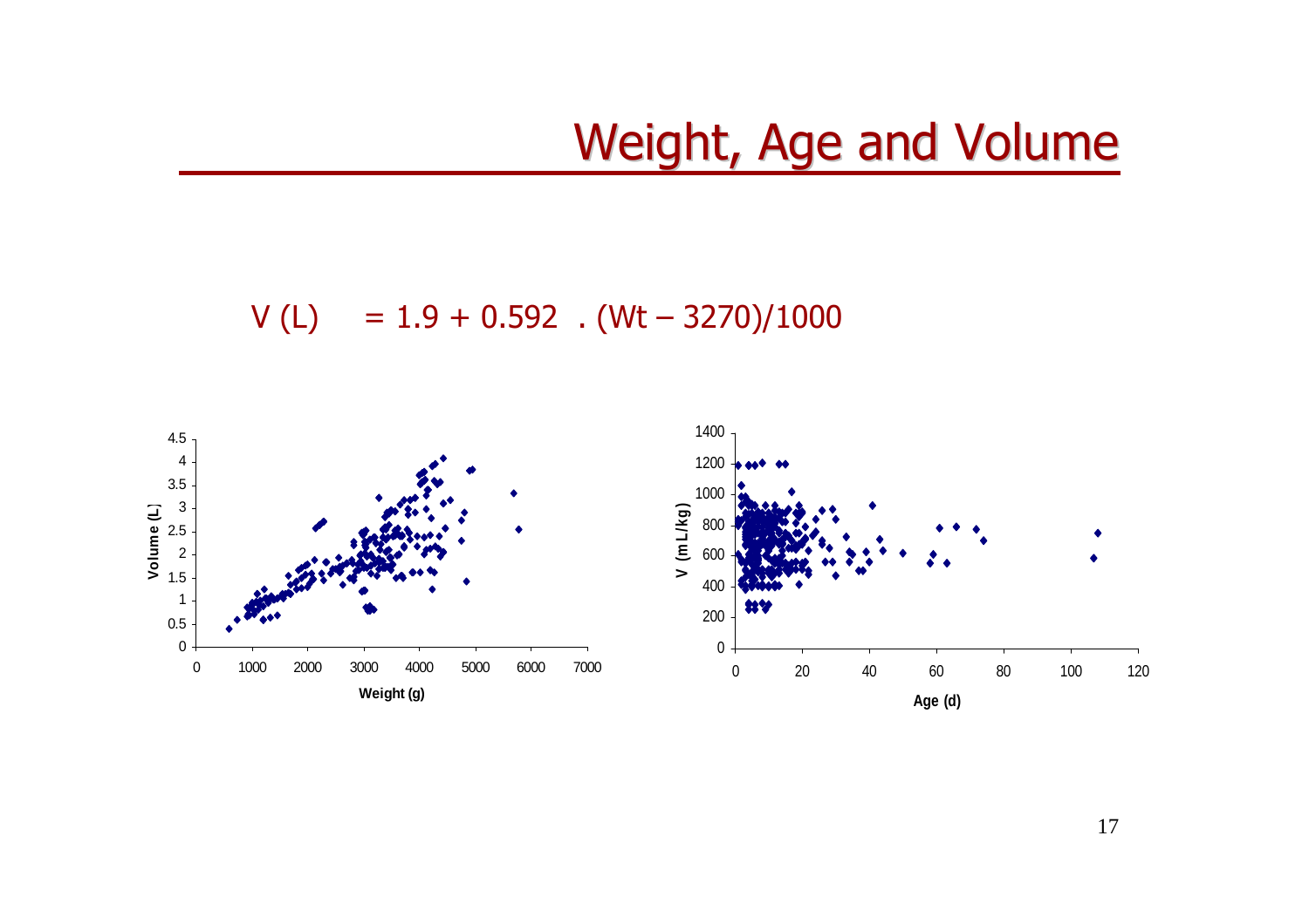# Weight, Age and Volume

$$V\ (L) = 1.9 + 0.592\ .\ (Wt - 3270)/1000$$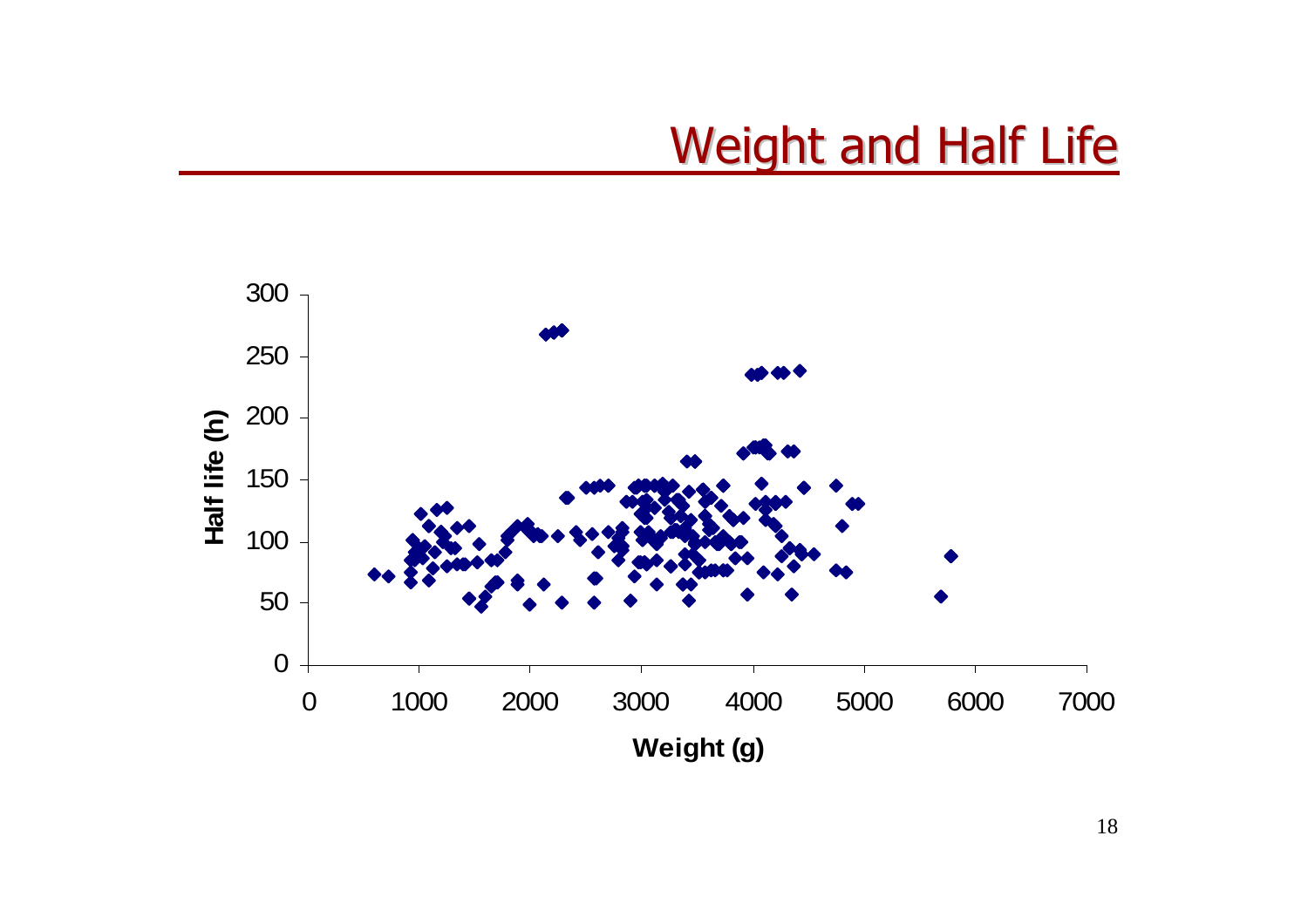# Weight and Half Life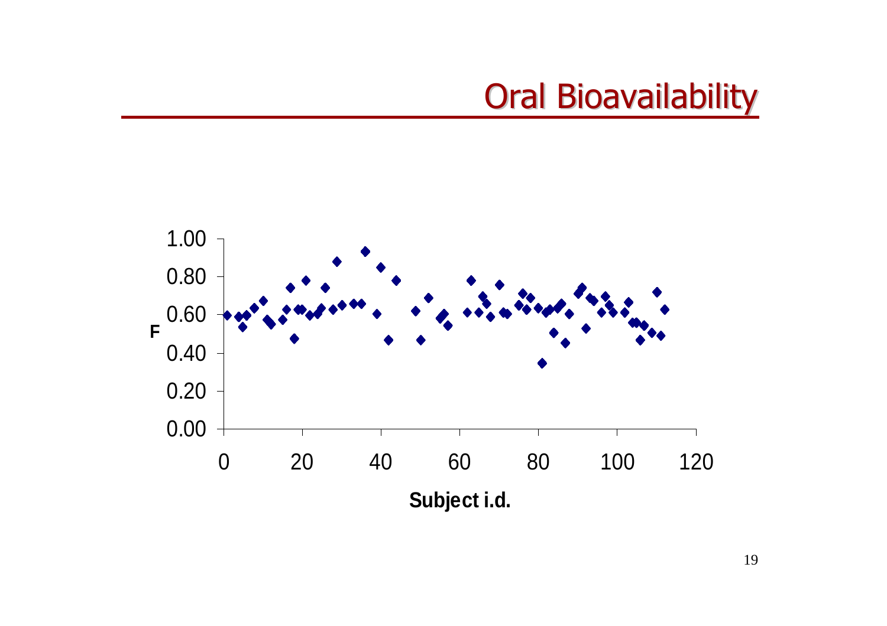# Oral Bioavailability

F

1.00
0.80
0.60
0.40
0.20
0.00

0 20 40 60 80 100 120

**Subject i.d.**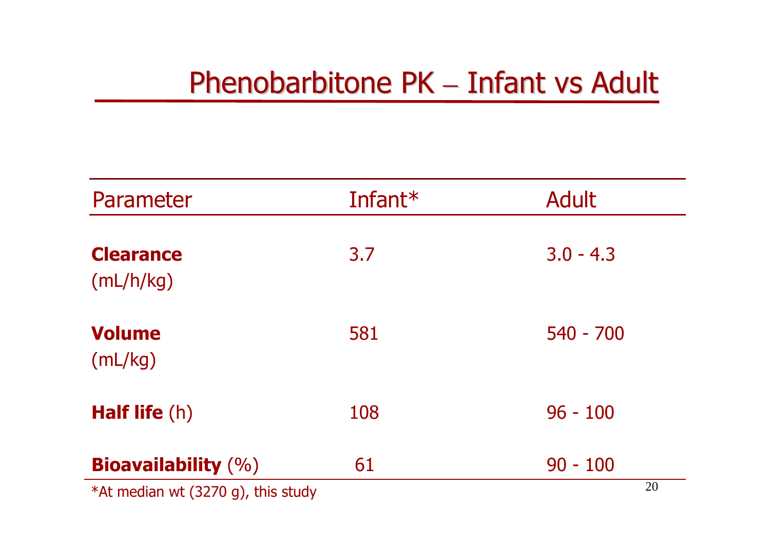# Phenobarbitone PK – Infant vs Adult

| Parameter | Infant* | Adult |
|---|---|---|
| **Clearance** (mL/h/kg) | 3.7 | 3.0 - 4.3 |
| **Volume** (mL/kg) | 581 | 540 - 700 |
| **Half life** (h) | 108 | 96 - 100 |
| **Bioavailability** (%) | 61 | 90 - 100 |

*At median wt (3270 g), this study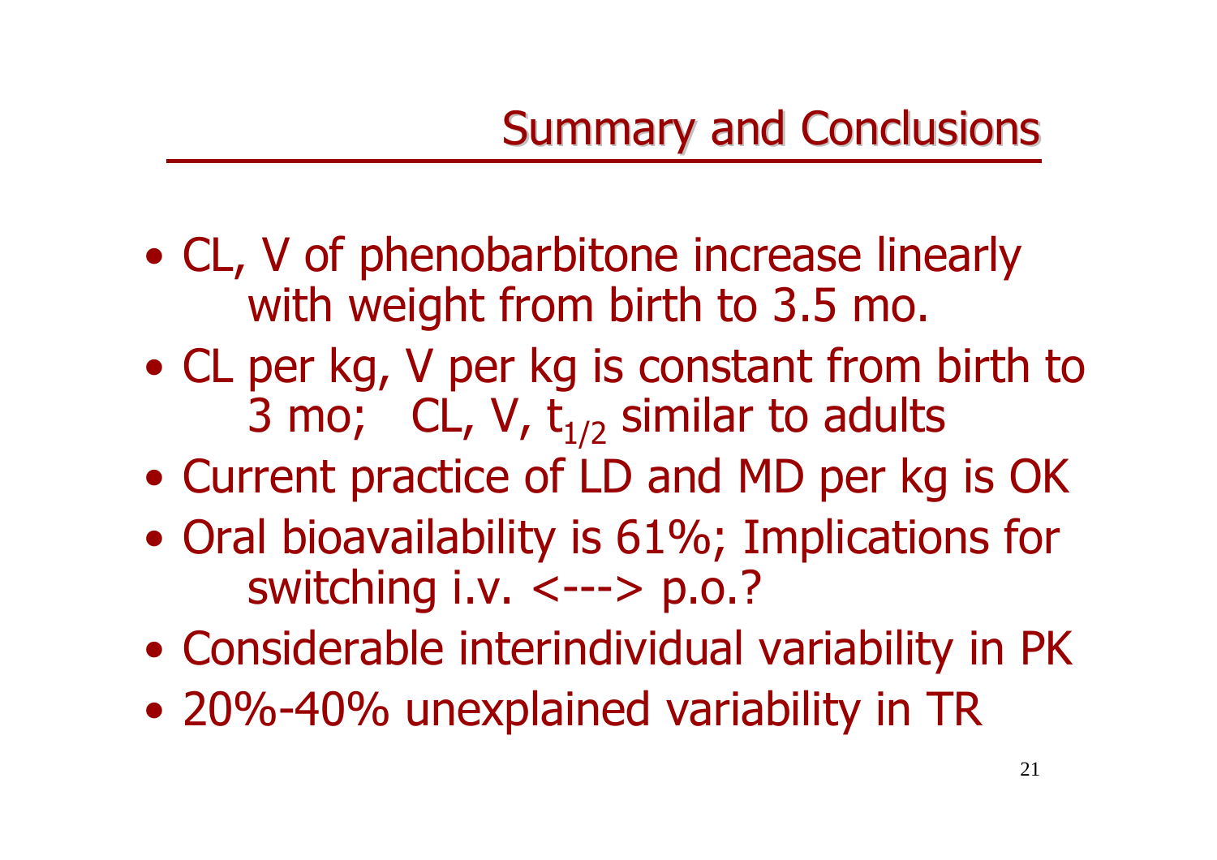# Summary and Conclusions

- CL, V of phenobarbitone increase linearly with weight from birth to 3.5 mo.
- CL per kg, V per kg is constant from birth to 3 mo; CL, V, $t_{1/2}$ similar to adults
- Current practice of LD and MD per kg is OK
- Oral bioavailability is 61%; Implications for switching i.v. <---> p.o.?
- Considerable interindividual variability in PK
- 20%-40% unexplained variability in TR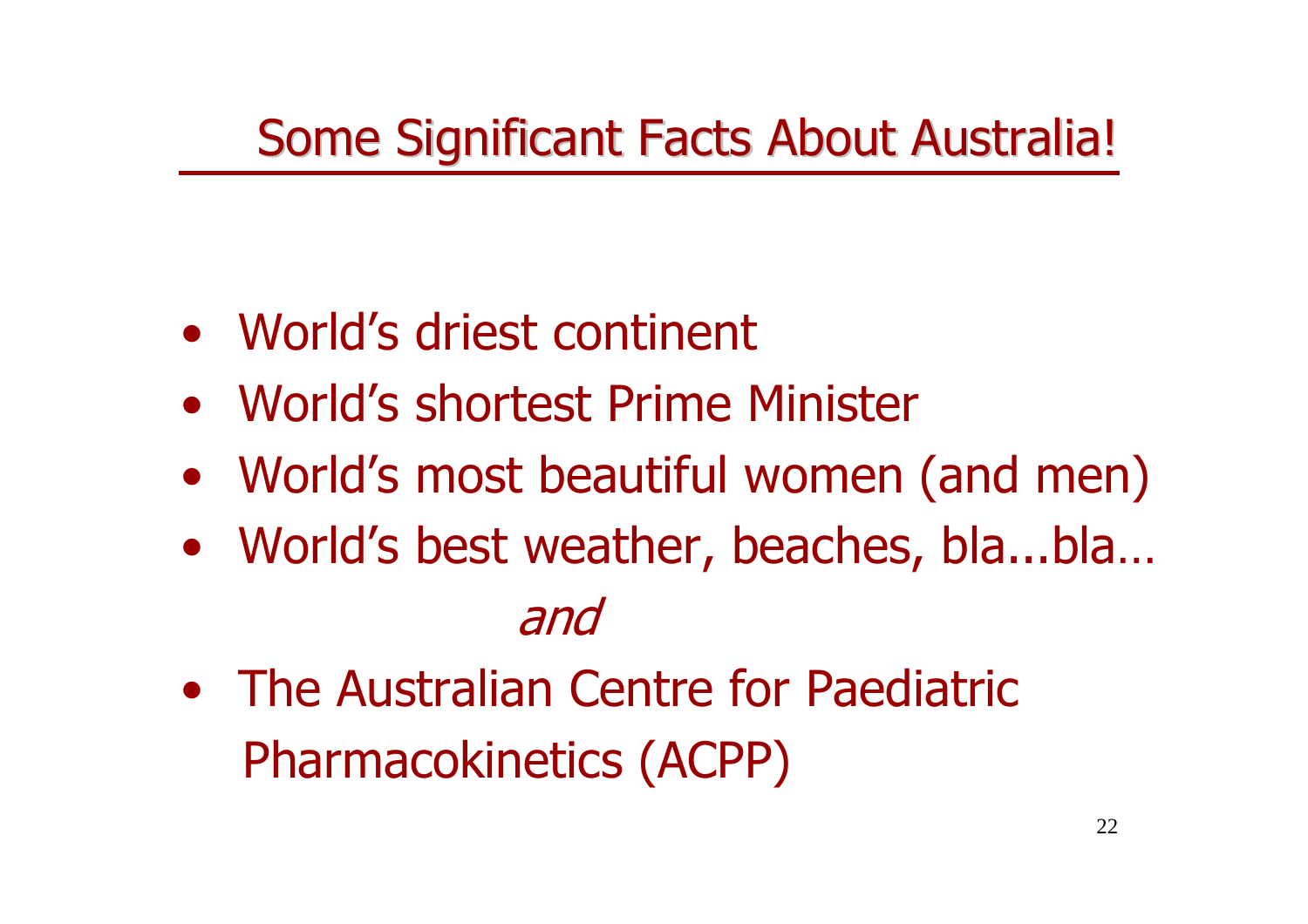# Some Significant Facts About Australia!

- World’s driest continent
- World’s shortest Prime Minister
- World’s most beautiful women (and men)
- World’s best weather, beaches, bla...bla…

*and*

- The Australian Centre for Paediatric Pharmacokinetics (ACPP)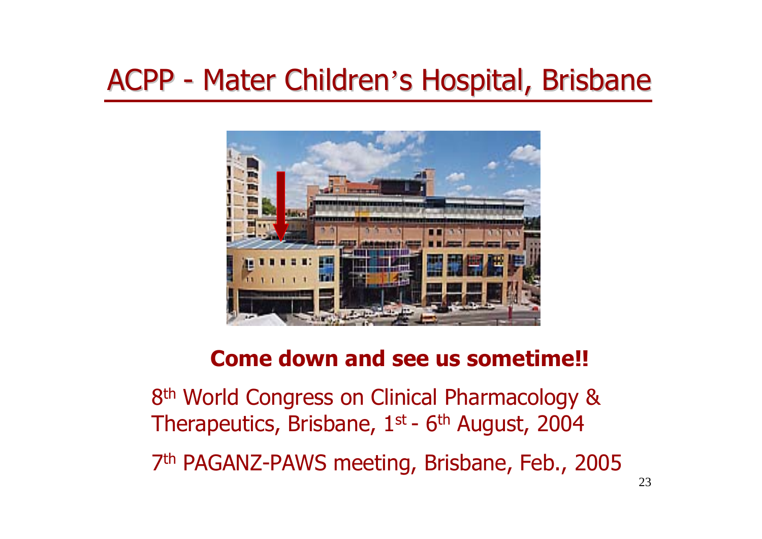# ACPP - Mater Children's Hospital, Brisbane

**Come down and see us sometime!!**

8th World Congress on Clinical Pharmacology & Therapeutics, Brisbane, 1st - 6th August, 2004

7th PAGANZ-PAWS meeting, Brisbane, Feb., 2005